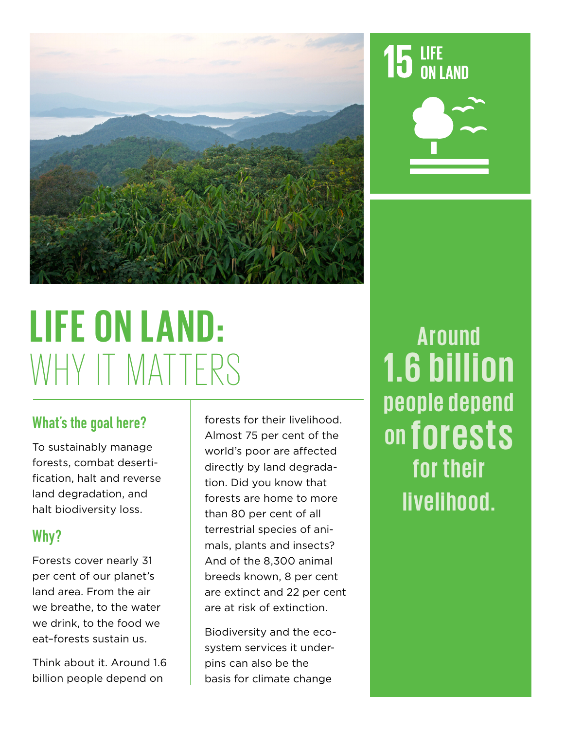15 LIFE ON LAND

# LIFE ON LAND: WHY IT MATTERS

## What's the goal here?

To sustainably manage forests, combat desertification, halt and reverse land degradation, and halt biodiversity loss.

## Why?

Forests cover nearly 31 per cent of our planet's land area. From the air we breathe, to the water we drink, to the food we eat–forests sustain us.

Think about it. Around 1.6 billion people depend on forests for their livelihood. Almost 75 per cent of the world's poor are affected directly by land degradation. Did you know that forests are home to more than 80 per cent of all terrestrial species of animals, plants and insects? And of the 8,300 animal breeds known, 8 per cent are extinct and 22 per cent are at risk of extinction.

Biodiversity and the ecosystem services it underpins can also be the basis for climate change

**Around 1.6 billion people depend on forests for their livelihood.**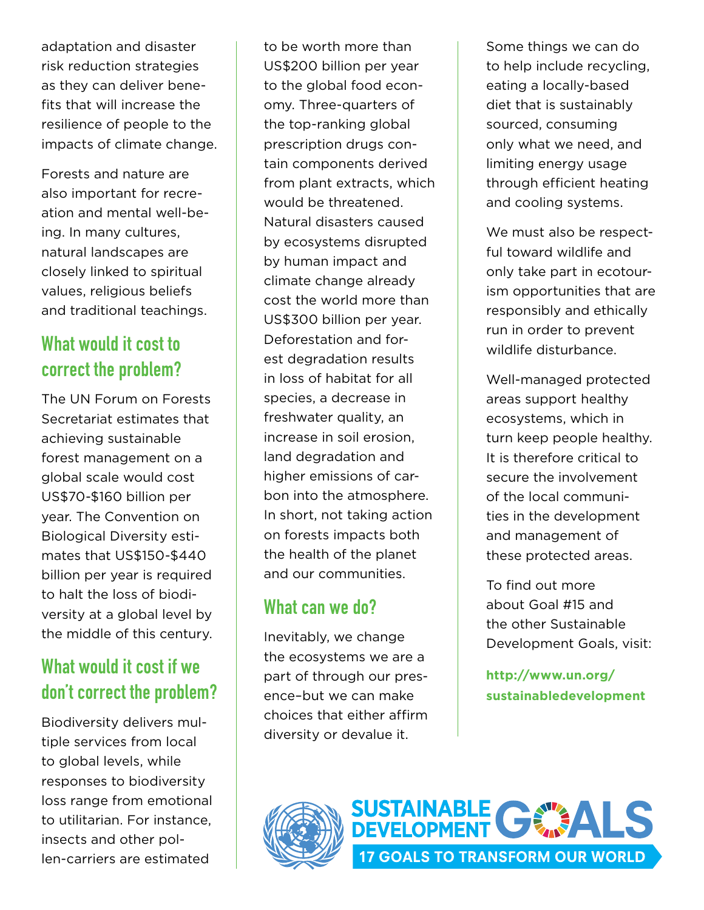adaptation and disaster risk reduction strategies as they can deliver benefits that will increase the resilience of people to the impacts of climate change.

Forests and nature are also important for recreation and mental well-being. In many cultures, natural landscapes are closely linked to spiritual values, religious beliefs and traditional teachings.

## What would it cost to correct the problem?

The UN Forum on Forests Secretariat estimates that achieving sustainable forest management on a global scale would cost US$70-$160 billion per year. The Convention on Biological Diversity estimates that US$150-$440 billion per year is required to halt the loss of biodiversity at a global level by the middle of this century.

## What would it cost if we don't correct the problem?

Biodiversity delivers multiple services from local to global levels, while responses to biodiversity loss range from emotional to utilitarian. For instance, insects and other pollen-carriers are estimated to be worth more than US$200 billion per year to the global food economy. Three-quarters of the top-ranking global prescription drugs contain components derived from plant extracts, which would be threatened. Natural disasters caused by ecosystems disrupted by human impact and climate change already cost the world more than US$300 billion per year. Deforestation and forest degradation results in loss of habitat for all species, a decrease in freshwater quality, an increase in soil erosion, land degradation and higher emissions of carbon into the atmosphere. In short, not taking action on forests impacts both the health of the planet and our communities.

## What can we do?

Inevitably, we change the ecosystems we are a part of through our presence–but we can make choices that either affirm diversity or devalue it.

Some things we can do to help include recycling, eating a locally-based diet that is sustainably sourced, consuming only what we need, and limiting energy usage through efficient heating and cooling systems.

We must also be respectful toward wildlife and only take part in ecotourism opportunities that are responsibly and ethically run in order to prevent wildlife disturbance.

Well-managed protected areas support healthy ecosystems, which in turn keep people healthy. It is therefore critical to secure the involvement of the local communities in the development and management of these protected areas.

To find out more about Goal #15 and the other Sustainable Development Goals, visit:

**http://www.un.org/sustainabledevelopment**

SUSTAINABLE DEVELOPMENT GOALS
17 GOALS TO TRANSFORM OUR WORLD